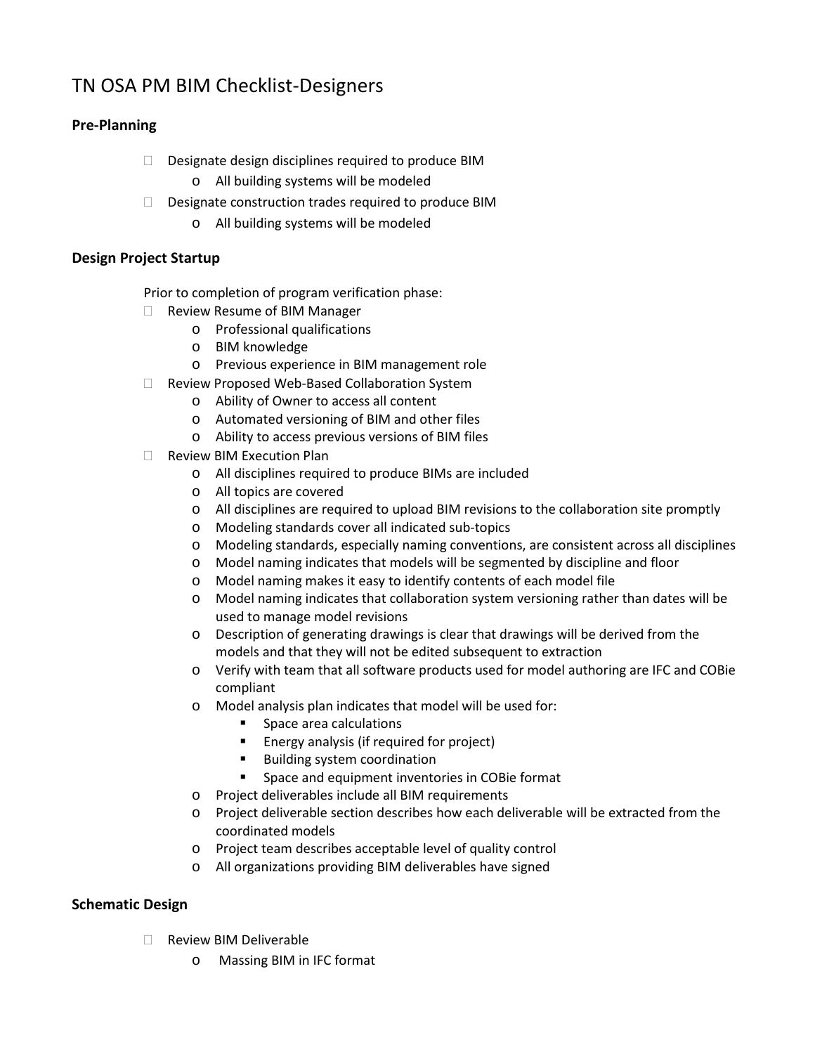# TN OSA PM BIM Checklist-Designers

## Pre-Planning

- [ ] Designate design disciplines required to produce BIM
    - All building systems will be modeled
- [ ] Designate construction trades required to produce BIM
    - All building systems will be modeled

## Design Project Startup

Prior to completion of program verification phase:

- [ ] Review Resume of BIM Manager
    - Professional qualifications
    - BIM knowledge
    - Previous experience in BIM management role
- [ ] Review Proposed Web-Based Collaboration System
    - Ability of Owner to access all content
    - Automated versioning of BIM and other files
    - Ability to access previous versions of BIM files
- [ ] Review BIM Execution Plan
    - All disciplines required to produce BIMs are included
    - All topics are covered
    - All disciplines are required to upload BIM revisions to the collaboration site promptly
    - Modeling standards cover all indicated sub-topics
    - Modeling standards, especially naming conventions, are consistent across all disciplines
    - Model naming indicates that models will be segmented by discipline and floor
    - Model naming makes it easy to identify contents of each model file
    - Model naming indicates that collaboration system versioning rather than dates will be used to manage model revisions
    - Description of generating drawings is clear that drawings will be derived from the models and that they will not be edited subsequent to extraction
    - Verify with team that all software products used for model authoring are IFC and COBie compliant
    - Model analysis plan indicates that model will be used for:
        - Space area calculations
        - Energy analysis (if required for project)
        - Building system coordination
        - Space and equipment inventories in COBie format
    - Project deliverables include all BIM requirements
    - Project deliverable section describes how each deliverable will be extracted from the coordinated models
    - Project team describes acceptable level of quality control
    - All organizations providing BIM deliverables have signed

## Schematic Design

- [ ] Review BIM Deliverable
    - Massing BIM in IFC format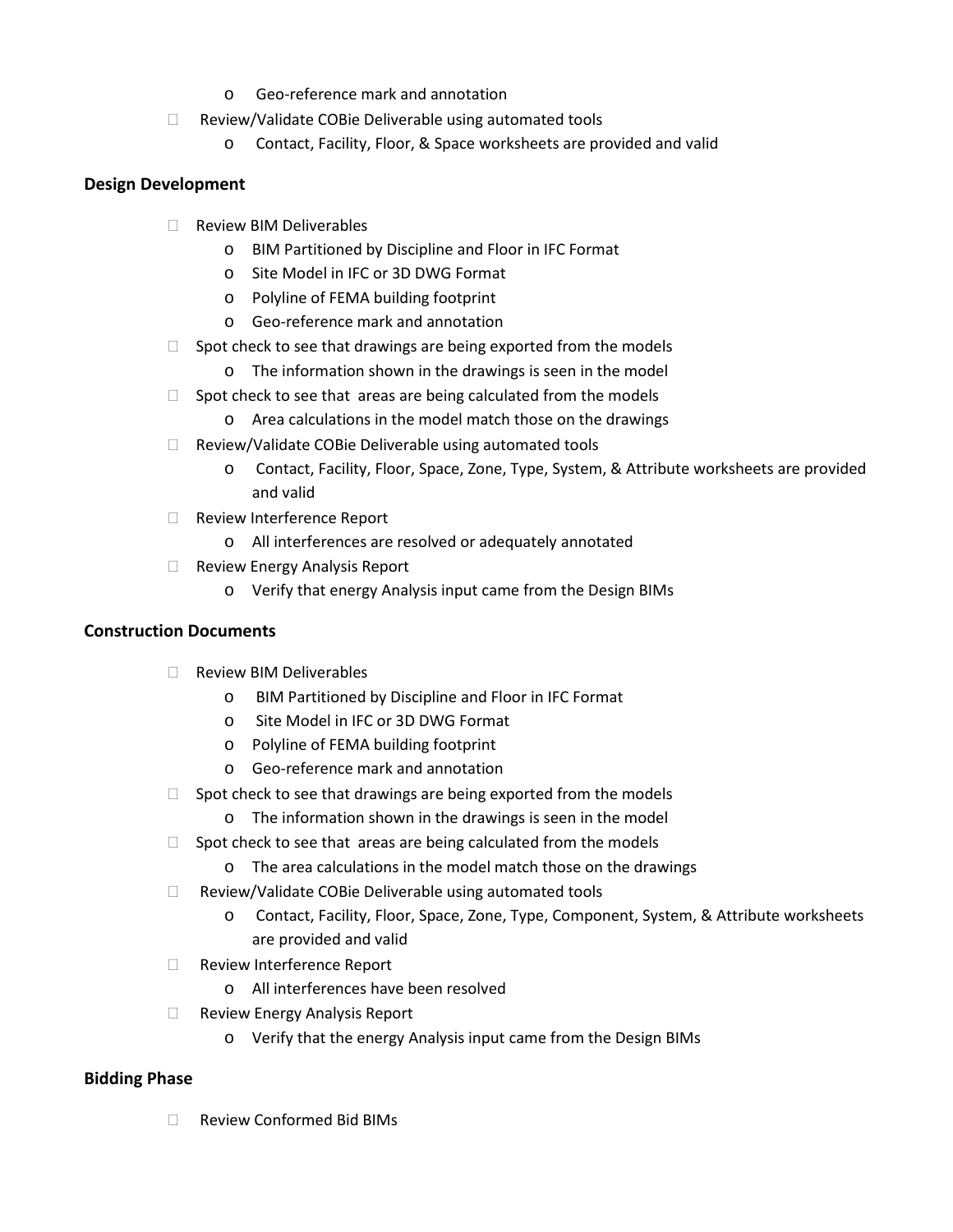- Geo-reference mark and annotation
- Review/Validate COBie Deliverable using automated tools
  - Contact, Facility, Floor, & Space worksheets are provided and valid

**Design Development**

- Review BIM Deliverables
  - BIM Partitioned by Discipline and Floor in IFC Format
  - Site Model in IFC or 3D DWG Format
  - Polyline of FEMA building footprint
  - Geo-reference mark and annotation
- Spot check to see that drawings are being exported from the models
  - The information shown in the drawings is seen in the model
- Spot check to see that areas are being calculated from the models
  - Area calculations in the model match those on the drawings
- Review/Validate COBie Deliverable using automated tools
  - Contact, Facility, Floor, Space, Zone, Type, System, & Attribute worksheets are provided and valid
- Review Interference Report
  - All interferences are resolved or adequately annotated
- Review Energy Analysis Report
  - Verify that energy Analysis input came from the Design BIMs

**Construction Documents**

- Review BIM Deliverables
  - BIM Partitioned by Discipline and Floor in IFC Format
  - Site Model in IFC or 3D DWG Format
  - Polyline of FEMA building footprint
  - Geo-reference mark and annotation
- Spot check to see that drawings are being exported from the models
  - The information shown in the drawings is seen in the model
- Spot check to see that areas are being calculated from the models
  - The area calculations in the model match those on the drawings
- Review/Validate COBie Deliverable using automated tools
  - Contact, Facility, Floor, Space, Zone, Type, Component, System, & Attribute worksheets are provided and valid
- Review Interference Report
  - All interferences have been resolved
- Review Energy Analysis Report
  - Verify that the energy Analysis input came from the Design BIMs

**Bidding Phase**

- Review Conformed Bid BIMs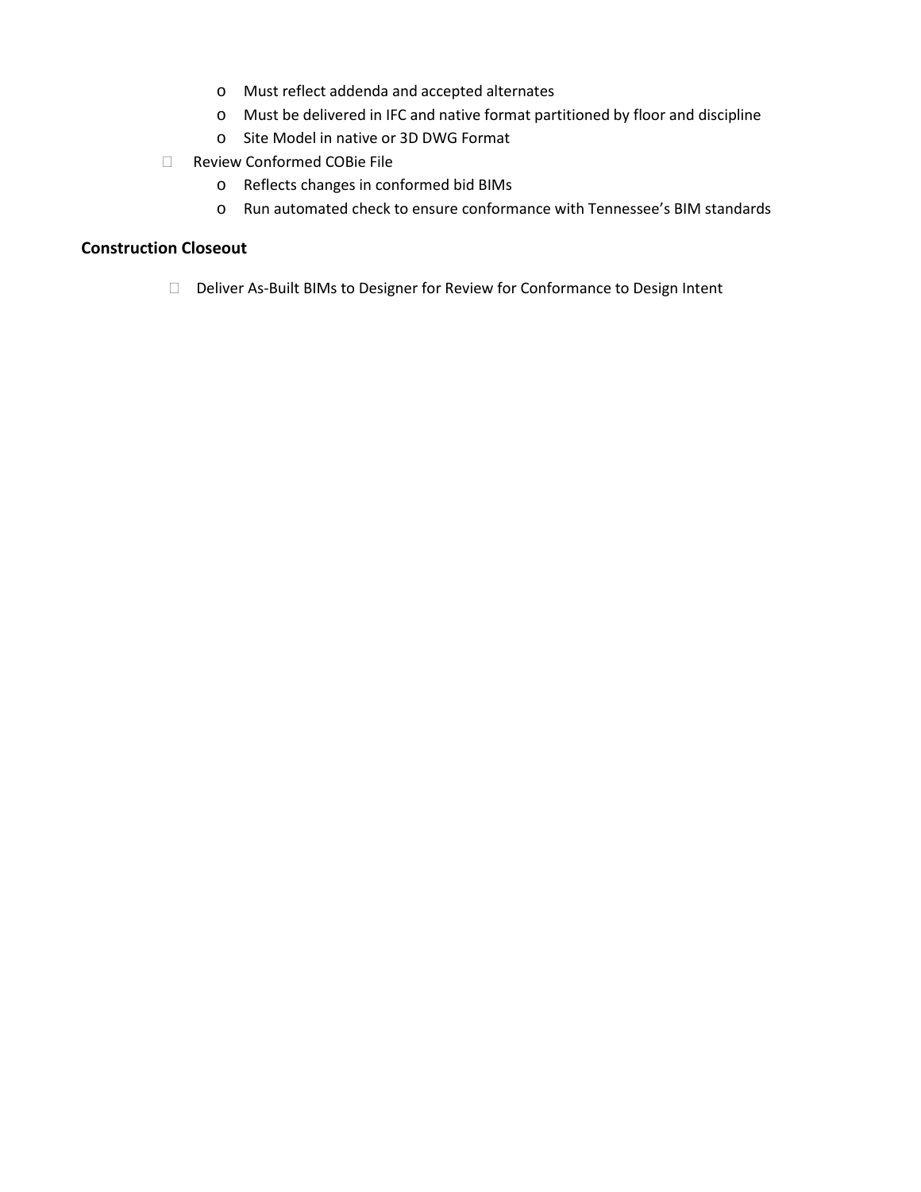- Must reflect addenda and accepted alternates
    - Must be delivered in IFC and native format partitioned by floor and discipline
    - Site Model in native or 3D DWG Format
- Review Conformed COBie File
    - Reflects changes in conformed bid BIMs
    - Run automated check to ensure conformance with Tennessee's BIM standards

**Construction Closeout**

- Deliver As-Built BIMs to Designer for Review for Conformance to Design Intent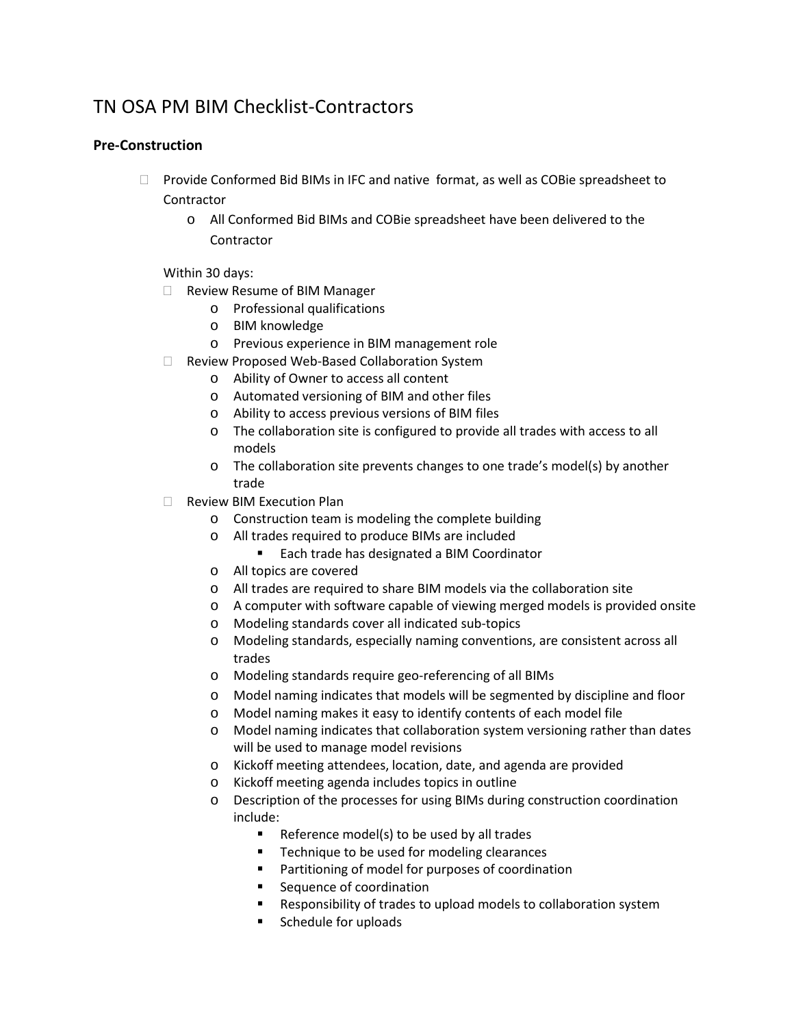# TN OSA PM BIM Checklist-Contractors

## Pre-Construction

- ☐ Provide Conformed Bid BIMs in IFC and native format, as well as COBie spreadsheet to Contractor
    - All Conformed Bid BIMs and COBie spreadsheet have been delivered to the Contractor

  Within 30 days:

  - ☐ Review Resume of BIM Manager
      - Professional qualifications
      - BIM knowledge
      - Previous experience in BIM management role
  - ☐ Review Proposed Web-Based Collaboration System
      - Ability of Owner to access all content
      - Automated versioning of BIM and other files
      - Ability to access previous versions of BIM files
      - The collaboration site is configured to provide all trades with access to all models
      - The collaboration site prevents changes to one trade's model(s) by another trade
  - ☐ Review BIM Execution Plan
      - Construction team is modeling the complete building
      - All trades required to produce BIMs are included
          - Each trade has designated a BIM Coordinator
      - All topics are covered
      - All trades are required to share BIM models via the collaboration site
      - A computer with software capable of viewing merged models is provided onsite
      - Modeling standards cover all indicated sub-topics
      - Modeling standards, especially naming conventions, are consistent across all trades
      - Modeling standards require geo-referencing of all BIMs
      - Model naming indicates that models will be segmented by discipline and floor
      - Model naming makes it easy to identify contents of each model file
      - Model naming indicates that collaboration system versioning rather than dates will be used to manage model revisions
      - Kickoff meeting attendees, location, date, and agenda are provided
      - Kickoff meeting agenda includes topics in outline
      - Description of the processes for using BIMs during construction coordination include:
          - Reference model(s) to be used by all trades
          - Technique to be used for modeling clearances
          - Partitioning of model for purposes of coordination
          - Sequence of coordination
          - Responsibility of trades to upload models to collaboration system
          - Schedule for uploads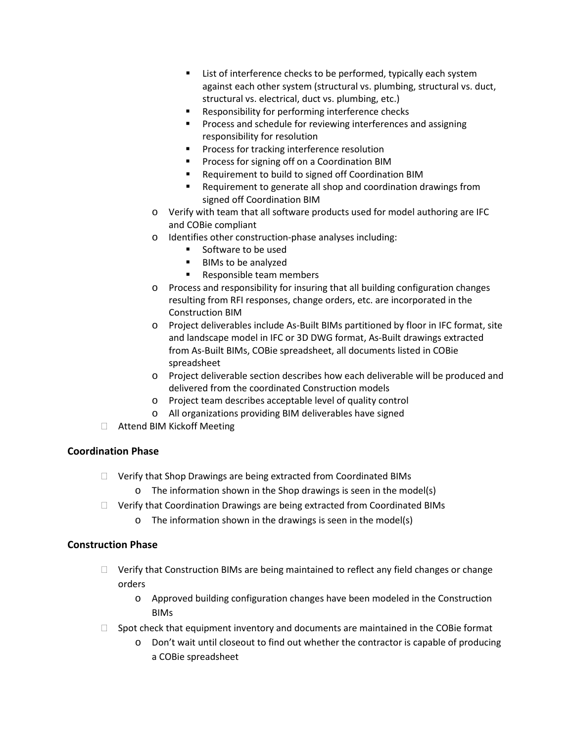- List of interference checks to be performed, typically each system against each other system (structural vs. plumbing, structural vs. duct, structural vs. electrical, duct vs. plumbing, etc.)
        - Responsibility for performing interference checks
        - Process and schedule for reviewing interferences and assigning responsibility for resolution
        - Process for tracking interference resolution
        - Process for signing off on a Coordination BIM
        - Requirement to build to signed off Coordination BIM
        - Requirement to generate all shop and coordination drawings from signed off Coordination BIM
    - Verify with team that all software products used for model authoring are IFC and COBie compliant
    - Identifies other construction-phase analyses including:
        - Software to be used
        - BIMs to be analyzed
        - Responsible team members
    - Process and responsibility for insuring that all building configuration changes resulting from RFI responses, change orders, etc. are incorporated in the Construction BIM
    - Project deliverables include As-Built BIMs partitioned by floor in IFC format, site and landscape model in IFC or 3D DWG format, As-Built drawings extracted from As-Built BIMs, COBie spreadsheet, all documents listed in COBie spreadsheet
    - Project deliverable section describes how each deliverable will be produced and delivered from the coordinated Construction models
    - Project team describes acceptable level of quality control
    - All organizations providing BIM deliverables have signed
- [ ] Attend BIM Kickoff Meeting

### Coordination Phase

- [ ] Verify that Shop Drawings are being extracted from Coordinated BIMs
    - The information shown in the Shop drawings is seen in the model(s)
- [ ] Verify that Coordination Drawings are being extracted from Coordinated BIMs
    - The information shown in the drawings is seen in the model(s)

### Construction Phase

- [ ] Verify that Construction BIMs are being maintained to reflect any field changes or change orders
    - Approved building configuration changes have been modeled in the Construction BIMs
- [ ] Spot check that equipment inventory and documents are maintained in the COBie format
    - Don't wait until closeout to find out whether the contractor is capable of producing a COBie spreadsheet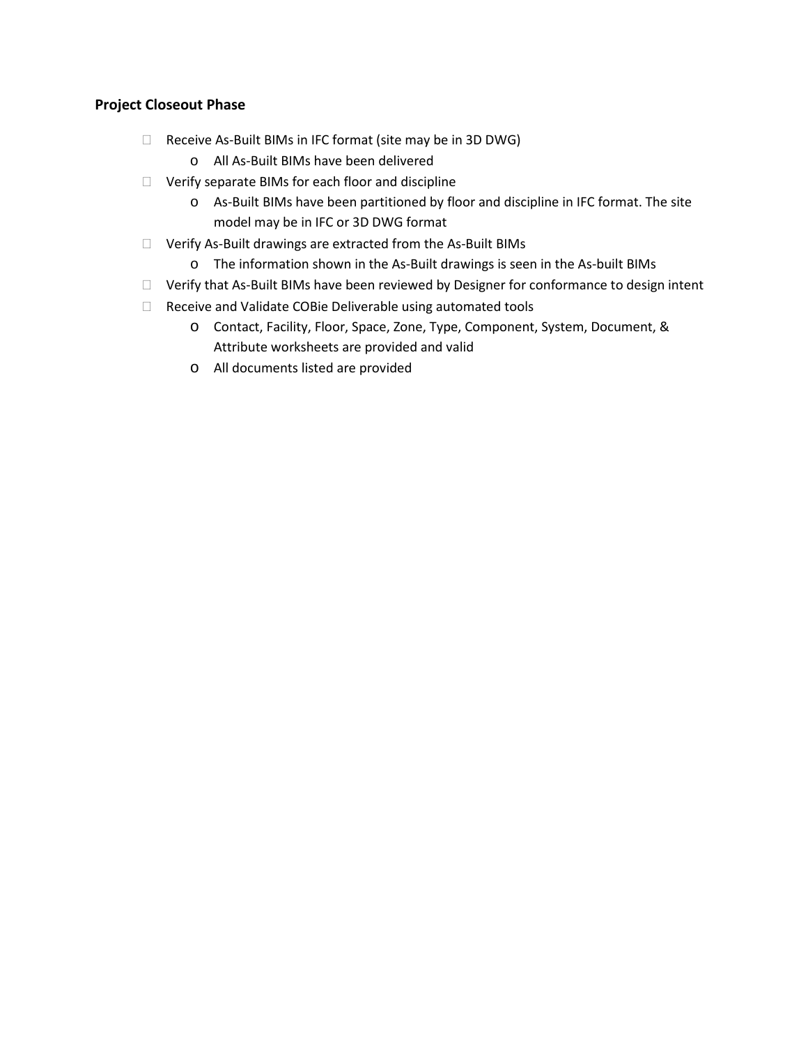### Project Closeout Phase

- Receive As-Built BIMs in IFC format (site may be in 3D DWG)
    - All As-Built BIMs have been delivered
- Verify separate BIMs for each floor and discipline
    - As-Built BIMs have been partitioned by floor and discipline in IFC format. The site model may be in IFC or 3D DWG format
- Verify As-Built drawings are extracted from the As-Built BIMs
    - The information shown in the As-Built drawings is seen in the As-built BIMs
- Verify that As-Built BIMs have been reviewed by Designer for conformance to design intent
- Receive and Validate COBie Deliverable using automated tools
    - Contact, Facility, Floor, Space, Zone, Type, Component, System, Document, & Attribute worksheets are provided and valid
    - All documents listed are provided